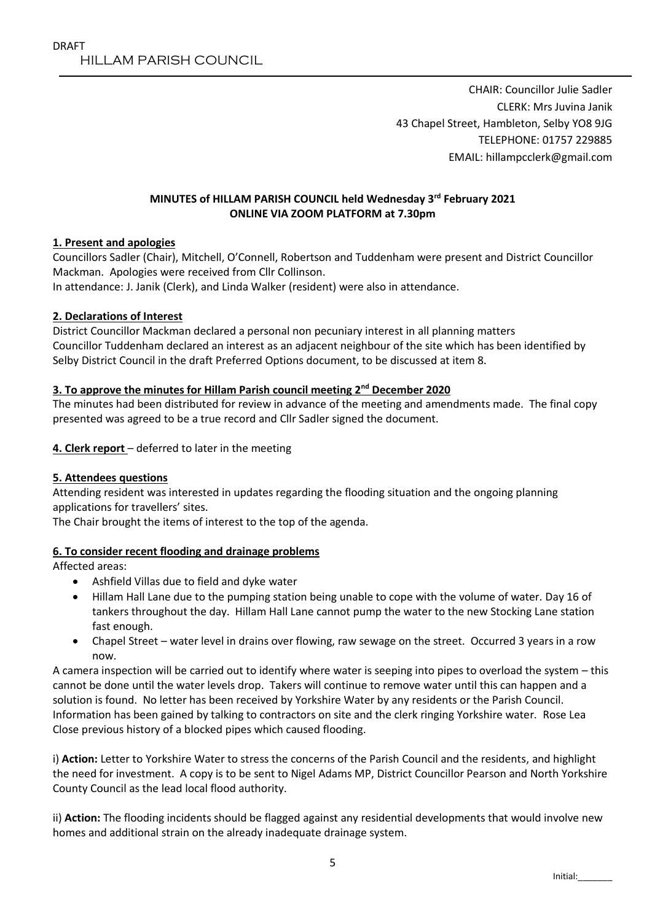DRAFT

# HILLAM PARISH COUNCIL

CHAIR: Councillor Julie Sadler
CLERK: Mrs Juvina Janik
43 Chapel Street, Hambleton, Selby YO8 9JG
TELEPHONE: 01757 229885
EMAIL: hillampcclerk@gmail.com

## MINUTES of HILLAM PARISH COUNCIL held Wednesday 3rd February 2021 ONLINE VIA ZOOM PLATFORM at 7.30pm

### 1. Present and apologies

Councillors Sadler (Chair), Mitchell, O'Connell, Robertson and Tuddenham were present and District Councillor Mackman. Apologies were received from Cllr Collinson.
In attendance: J. Janik (Clerk), and Linda Walker (resident) were also in attendance.

### 2. Declarations of Interest

District Councillor Mackman declared a personal non pecuniary interest in all planning matters
Councillor Tuddenham declared an interest as an adjacent neighbour of the site which has been identified by Selby District Council in the draft Preferred Options document, to be discussed at item 8.

### 3. To approve the minutes for Hillam Parish council meeting 2nd December 2020

The minutes had been distributed for review in advance of the meeting and amendments made. The final copy presented was agreed to be a true record and Cllr Sadler signed the document.

**4. Clerk report** – deferred to later in the meeting

### 5. Attendees questions

Attending resident was interested in updates regarding the flooding situation and the ongoing planning applications for travellers' sites.
The Chair brought the items of interest to the top of the agenda.

### 6. To consider recent flooding and drainage problems

Affected areas:

- Ashfield Villas due to field and dyke water
- Hillam Hall Lane due to the pumping station being unable to cope with the volume of water. Day 16 of tankers throughout the day. Hillam Hall Lane cannot pump the water to the new Stocking Lane station fast enough.
- Chapel Street – water level in drains over flowing, raw sewage on the street. Occurred 3 years in a row now.

A camera inspection will be carried out to identify where water is seeping into pipes to overload the system – this cannot be done until the water levels drop. Takers will continue to remove water until this can happen and a solution is found. No letter has been received by Yorkshire Water by any residents or the Parish Council. Information has been gained by talking to contractors on site and the clerk ringing Yorkshire water. Rose Lea Close previous history of a blocked pipes which caused flooding.

i) **Action:** Letter to Yorkshire Water to stress the concerns of the Parish Council and the residents, and highlight the need for investment. A copy is to be sent to Nigel Adams MP, District Councillor Pearson and North Yorkshire County Council as the lead local flood authority.

ii) **Action:** The flooding incidents should be flagged against any residential developments that would involve new homes and additional strain on the already inadequate drainage system.

Initial:_______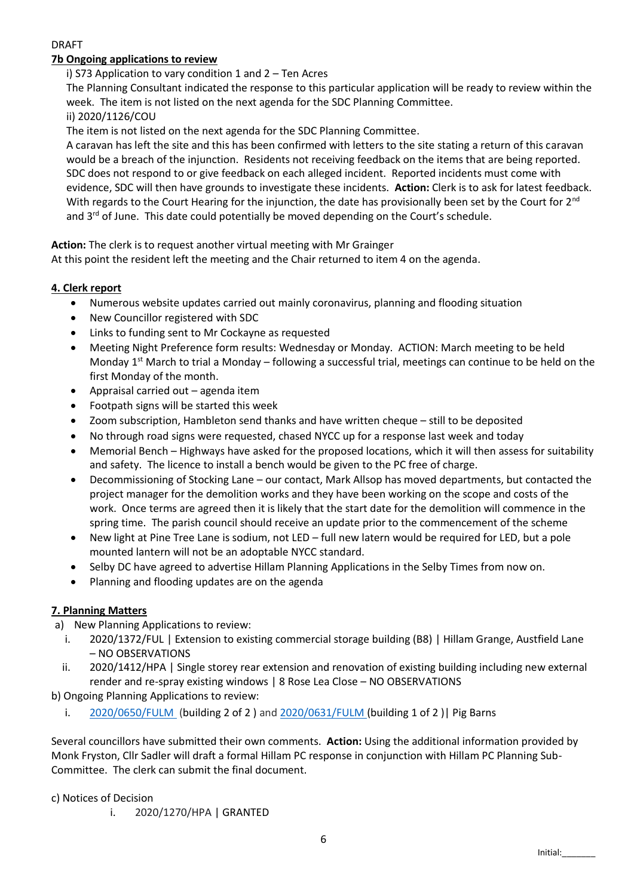DRAFT

**7b Ongoing applications to review**

i) S73 Application to vary condition 1 and 2 – Ten Acres

The Planning Consultant indicated the response to this particular application will be ready to review within the week. The item is not listed on the next agenda for the SDC Planning Committee.

ii) 2020/1126/COU

The item is not listed on the next agenda for the SDC Planning Committee.

A caravan has left the site and this has been confirmed with letters to the site stating a return of this caravan would be a breach of the injunction. Residents not receiving feedback on the items that are being reported. SDC does not respond to or give feedback on each alleged incident. Reported incidents must come with evidence, SDC will then have grounds to investigate these incidents. **Action:** Clerk is to ask for latest feedback. With regards to the Court Hearing for the injunction, the date has provisionally been set by the Court for 2nd and 3rd of June. This date could potentially be moved depending on the Court's schedule.

**Action:** The clerk is to request another virtual meeting with Mr Grainger

At this point the resident left the meeting and the Chair returned to item 4 on the agenda.

**4. Clerk report**

- Numerous website updates carried out mainly coronavirus, planning and flooding situation
- New Councillor registered with SDC
- Links to funding sent to Mr Cockayne as requested
- Meeting Night Preference form results: Wednesday or Monday. ACTION: March meeting to be held Monday 1st March to trial a Monday – following a successful trial, meetings can continue to be held on the first Monday of the month.
- Appraisal carried out – agenda item
- Footpath signs will be started this week
- Zoom subscription, Hambleton send thanks and have written cheque – still to be deposited
- No through road signs were requested, chased NYCC up for a response last week and today
- Memorial Bench – Highways have asked for the proposed locations, which it will then assess for suitability and safety. The licence to install a bench would be given to the PC free of charge.
- Decommissioning of Stocking Lane – our contact, Mark Allsop has moved departments, but contacted the project manager for the demolition works and they have been working on the scope and costs of the work. Once terms are agreed then it is likely that the start date for the demolition will commence in the spring time. The parish council should receive an update prior to the commencement of the scheme
- New light at Pine Tree Lane is sodium, not LED – full new latern would be required for LED, but a pole mounted lantern will not be an adoptable NYCC standard.
- Selby DC have agreed to advertise Hillam Planning Applications in the Selby Times from now on.
- Planning and flooding updates are on the agenda

**7. Planning Matters**

a) New Planning Applications to review:

i. 2020/1372/FUL | Extension to existing commercial storage building (B8) | Hillam Grange, Austfield Lane – NO OBSERVATIONS

ii. 2020/1412/HPA | Single storey rear extension and renovation of existing building including new external render and re-spray existing windows | 8 Rose Lea Close – NO OBSERVATIONS

b) Ongoing Planning Applications to review:

i. 2020/0650/FULM (building 2 of 2 ) and 2020/0631/FULM (building 1 of 2 )| Pig Barns

Several councillors have submitted their own comments. **Action:** Using the additional information provided by Monk Fryston, Cllr Sadler will draft a formal Hillam PC response in conjunction with Hillam PC Planning Sub-Committee. The clerk can submit the final document.

c) Notices of Decision

i. 2020/1270/HPA | GRANTED

Initial:_______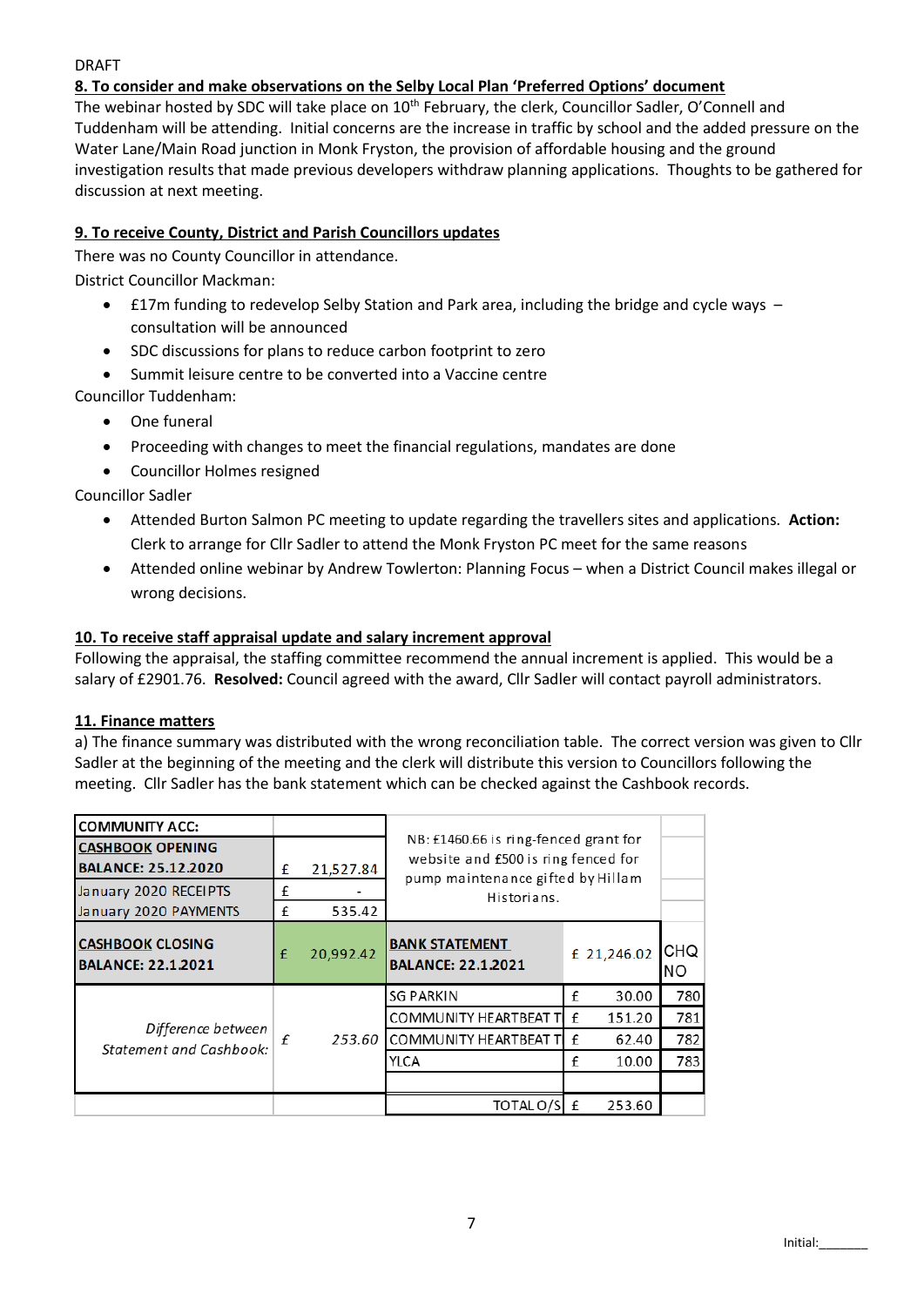DRAFT

**8. To consider and make observations on the Selby Local Plan 'Preferred Options' document**

The webinar hosted by SDC will take place on 10th February, the clerk, Councillor Sadler, O'Connell and Tuddenham will be attending. Initial concerns are the increase in traffic by school and the added pressure on the Water Lane/Main Road junction in Monk Fryston, the provision of affordable housing and the ground investigation results that made previous developers withdraw planning applications. Thoughts to be gathered for discussion at next meeting.

**9. To receive County, District and Parish Councillors updates**

There was no County Councillor in attendance.

District Councillor Mackman:

- £17m funding to redevelop Selby Station and Park area, including the bridge and cycle ways – consultation will be announced
- SDC discussions for plans to reduce carbon footprint to zero
- Summit leisure centre to be converted into a Vaccine centre

Councillor Tuddenham:

- One funeral
- Proceeding with changes to meet the financial regulations, mandates are done
- Councillor Holmes resigned

Councillor Sadler

- Attended Burton Salmon PC meeting to update regarding the travellers sites and applications. **Action:** Clerk to arrange for Cllr Sadler to attend the Monk Fryston PC meet for the same reasons
- Attended online webinar by Andrew Towlerton: Planning Focus – when a District Council makes illegal or wrong decisions.

**10. To receive staff appraisal update and salary increment approval**

Following the appraisal, the staffing committee recommend the annual increment is applied. This would be a salary of £2901.76. **Resolved:** Council agreed with the award, Cllr Sadler will contact payroll administrators.

**11. Finance matters**

a) The finance summary was distributed with the wrong reconciliation table. The correct version was given to Cllr Sadler at the beginning of the meeting and the clerk will distribute this version to Councillors following the meeting. Cllr Sadler has the bank statement which can be checked against the Cashbook records.

| **COMMUNITY ACC:** | | NB: £1460.66 is ring-fenced grant for website and £500 is ring fenced for pump maintenance gifted by Hillam Historians. | | |
|---|---|---|---|---|
| **CASHBOOK OPENING BALANCE: 25.12.2020** | £ 21,527.84 | | | |
| January 2020 RECEIPTS | £ - | | | |
| January 2020 PAYMENTS | £ 535.42 | | | |
| **CASHBOOK CLOSING BALANCE: 22.1.2021** | £ 20,992.42 | **BANK STATEMENT BALANCE: 22.1.2021** | £ 21,246.02 | CHQ NO |
| *Difference between Statement and Cashbook:* | £ 253.60 | SG PARKIN | £ 30.00 | 780 |
| | | COMMUNITY HEARTBEAT T | £ 151.20 | 781 |
| | | COMMUNITY HEARTBEAT T | £ 62.40 | 782 |
| | | YLCA | £ 10.00 | 783 |
| | | | | |
| | | TOTAL O/S | £ 253.60 | |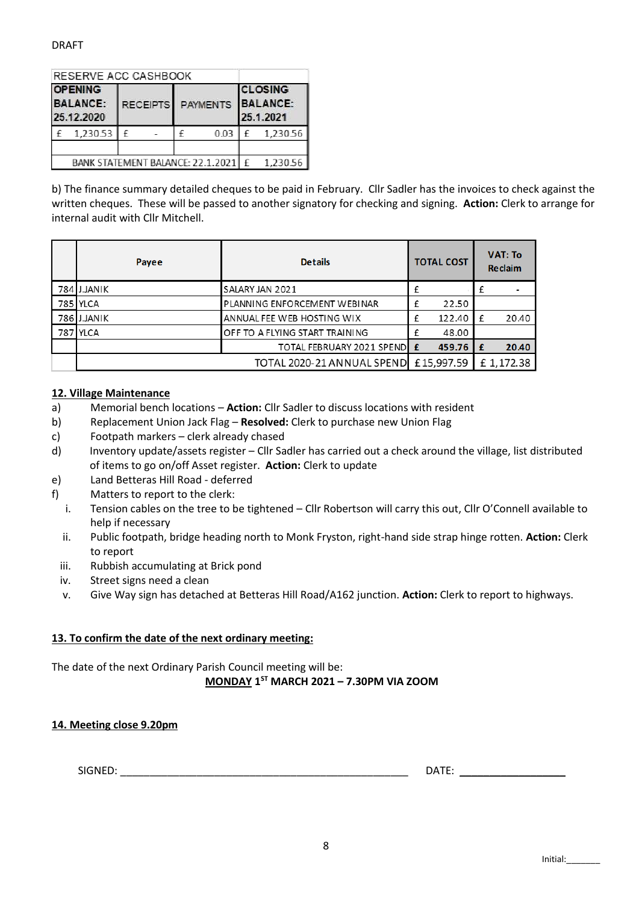DRAFT

| RESERVE ACC CASHBOOK | | | |
|---|---|---|---|
| OPENING BALANCE: 25.12.2020 | RECEIPTS | PAYMENTS | CLOSING BALANCE: 25.1.2021 |
| £ 1,230.53 | £ - | £ 0.03 | £ 1,230.56 |
| | | | |
| BANK STATEMENT BALANCE: 22.1.2021 | | | £ 1,230.56 |

b) The finance summary detailed cheques to be paid in February. Cllr Sadler has the invoices to check against the written cheques. These will be passed to another signatory for checking and signing. **Action:** Clerk to arrange for internal audit with Cllr Mitchell.

| | Payee | Details | TOTAL COST | VAT: To Reclaim |
|---|---|---|---|---|
| 784 | J.JANIK | SALARY JAN 2021 | £ | £ - |
| 785 | YLCA | PLANNING ENFORCEMENT WEBINAR | £ 22.50 | |
| 786 | J.JANIK | ANNUAL FEE WEB HOSTING WIX | £ 122.40 | £ 20.40 |
| 787 | YLCA | OFF TO A FLYING START TRAINING | £ 48.00 | |
| | | TOTAL FEBRUARY 2021 SPEND | **£ 459.76** | **£ 20.40** |
| | | TOTAL 2020-21 ANNUAL SPEND | £15,997.59 | £ 1,172.38 |

**12. Village Maintenance**

a) Memorial bench locations – **Action:** Cllr Sadler to discuss locations with resident

b) Replacement Union Jack Flag – **Resolved:** Clerk to purchase new Union Flag

c) Footpath markers – clerk already chased

d) Inventory update/assets register – Cllr Sadler has carried out a check around the village, list distributed of items to go on/off Asset register. **Action:** Clerk to update

e) Land Betteras Hill Road - deferred

f) Matters to report to the clerk:

  i. Tension cables on the tree to be tightened – Cllr Robertson will carry this out, Cllr O'Connell available to help if necessary

  ii. Public footpath, bridge heading north to Monk Fryston, right-hand side strap hinge rotten. **Action:** Clerk to report

  iii. Rubbish accumulating at Brick pond

  iv. Street signs need a clean

  v. Give Way sign has detached at Betteras Hill Road/A162 junction. **Action:** Clerk to report to highways.

**13. To confirm the date of the next ordinary meeting:**

The date of the next Ordinary Parish Council meeting will be:

**MONDAY 1ST MARCH 2021 – 7.30PM VIA ZOOM**

**14. Meeting close 9.20pm**

SIGNED: ______________________________ DATE: __________________

Initial:_______